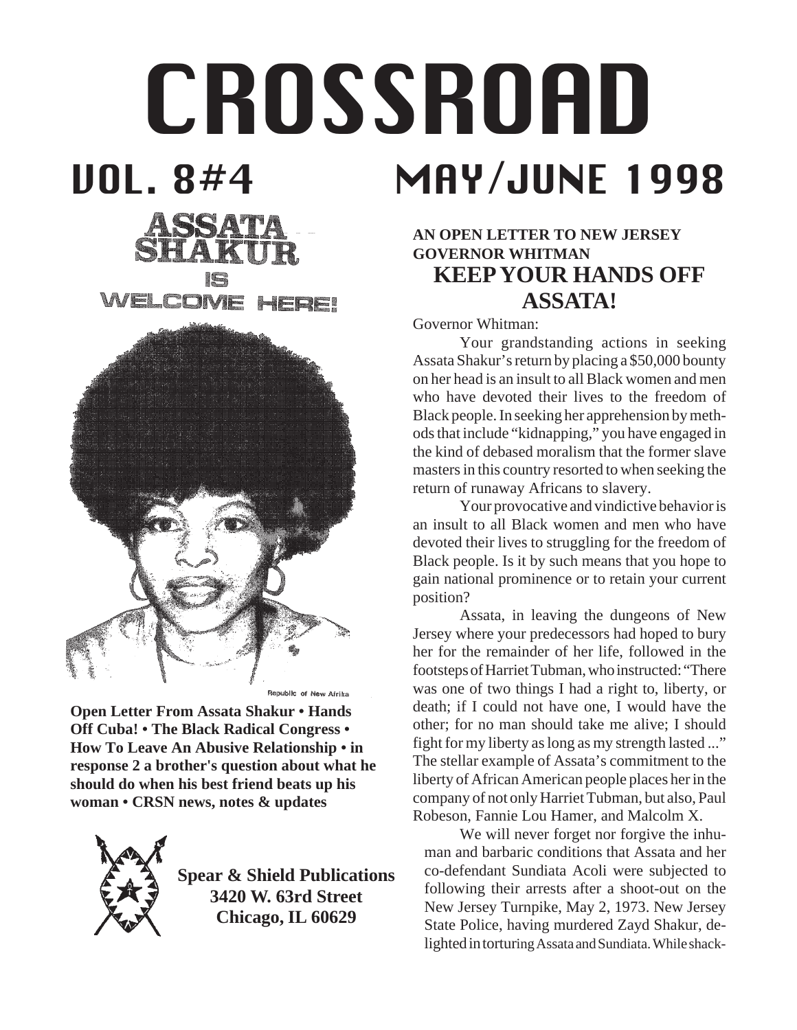# CROSSROAD

## VOL. 8#4 MAY/JUNE 1998

ASSATA SHAKUR IS WELCOME HERE!

Republic of New Afrika

**Open Letter From Assata Shakur • Hands Off Cuba! • The Black Radical Congress • How To Leave An Abusive Relationship • in response 2 a brother's question about what he should do when his best friend beats up his woman • CRSN news, notes & updates**

**Spear & Shield Publications**
**3420 W. 63rd Street**
**Chicago, IL 60629**

**AN OPEN LETTER TO NEW JERSEY GOVERNOR WHITMAN**

## KEEP YOUR HANDS OFF ASSATA!

Governor Whitman:

Your grandstanding actions in seeking Assata Shakur's return by placing a $50,000 bounty on her head is an insult to all Black women and men who have devoted their lives to the freedom of Black people. In seeking her apprehension by methods that include "kidnapping," you have engaged in the kind of debased moralism that the former slave masters in this country resorted to when seeking the return of runaway Africans to slavery.

Your provocative and vindictive behavior is an insult to all Black women and men who have devoted their lives to struggling for the freedom of Black people. Is it by such means that you hope to gain national prominence or to retain your current position?

Assata, in leaving the dungeons of New Jersey where your predecessors had hoped to bury her for the remainder of her life, followed in the footsteps of Harriet Tubman, who instructed: "There was one of two things I had a right to, liberty, or death; if I could not have one, I would have the other; for no man should take me alive; I should fight for my liberty as long as my strength lasted ..." The stellar example of Assata's commitment to the liberty of African American people places her in the company of not only Harriet Tubman, but also, Paul Robeson, Fannie Lou Hamer, and Malcolm X.

We will never forget nor forgive the inhuman and barbaric conditions that Assata and her co-defendant Sundiata Acoli were subjected to following their arrests after a shoot-out on the New Jersey Turnpike, May 2, 1973. New Jersey State Police, having murdered Zayd Shakur, delighted in torturing Assata and Sundiata. While shack-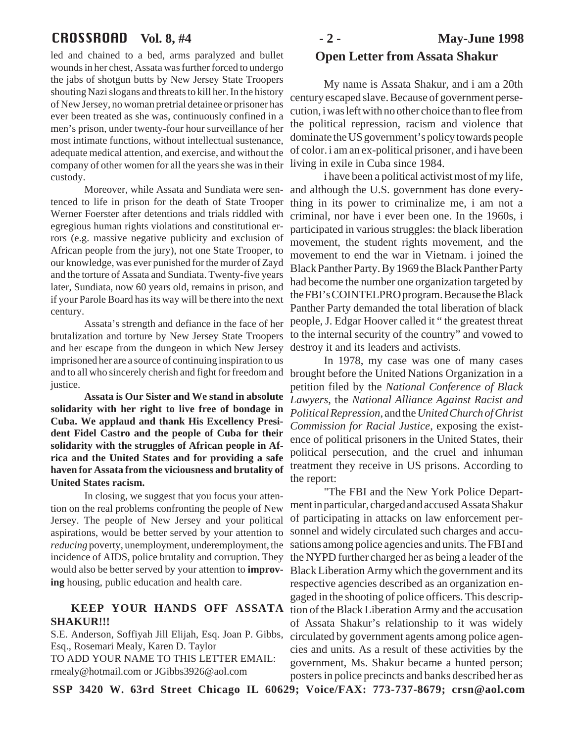led and chained to a bed, arms paralyzed and bullet wounds in her chest, Assata was further forced to undergo the jabs of shotgun butts by New Jersey State Troopers shouting Nazi slogans and threats to kill her. In the history of New Jersey, no woman pretrial detainee or prisoner has ever been treated as she was, continuously confined in a men's prison, under twenty-four hour surveillance of her most intimate functions, without intellectual sustenance, adequate medical attention, and exercise, and without the company of other women for all the years she was in their custody.

Moreover, while Assata and Sundiata were sentenced to life in prison for the death of State Trooper Werner Foerster after detentions and trials riddled with egregious human rights violations and constitutional errors (e.g. massive negative publicity and exclusion of African people from the jury), not one State Trooper, to our knowledge, was ever punished for the murder of Zayd and the torture of Assata and Sundiata. Twenty-five years later, Sundiata, now 60 years old, remains in prison, and if your Parole Board has its way will be there into the next century.

Assata's strength and defiance in the face of her brutalization and torture by New Jersey State Troopers and her escape from the dungeon in which New Jersey imprisoned her are a source of continuing inspiration to us and to all who sincerely cherish and fight for freedom and justice.

**Assata is Our Sister and We stand in absolute solidarity with her right to live free of bondage in Cuba. We applaud and thank His Excellency President Fidel Castro and the people of Cuba for their solidarity with the struggles of African people in Africa and the United States and for providing a safe haven for Assata from the viciousness and brutality of United States racism.**

In closing, we suggest that you focus your attention on the real problems confronting the people of New Jersey. The people of New Jersey and your political aspirations, would be better served by your attention to *reducing* poverty, unemployment, underemployment, the incidence of AIDS, police brutality and corruption. They would also be better served by your attention to **improving** housing, public education and health care.

**KEEP YOUR HANDS OFF ASSATA SHAKUR!!!**

S.E. Anderson, Soffiyah Jill Elijah, Esq. Joan P. Gibbs, Esq., Rosemari Mealy, Karen D. Taylor

TO ADD YOUR NAME TO THIS LETTER EMAIL: rmealy@hotmail.com or JGibbs3926@aol.com

## Open Letter from Assata Shakur

My name is Assata Shakur, and i am a 20th century escaped slave. Because of government persecution, i was left with no other choice than to flee from the political repression, racism and violence that dominate the US government's policy towards people of color. i am an ex-political prisoner, and i have been living in exile in Cuba since 1984.

i have been a political activist most of my life, and although the U.S. government has done everything in its power to criminalize me, i am not a criminal, nor have i ever been one. In the 1960s, i participated in various struggles: the black liberation movement, the student rights movement, and the movement to end the war in Vietnam. i joined the Black Panther Party. By 1969 the Black Panther Party had become the number one organization targeted by the FBI's COINTELPRO program. Because the Black Panther Party demanded the total liberation of black people, J. Edgar Hoover called it " the greatest threat to the internal security of the country" and vowed to destroy it and its leaders and activists.

In 1978, my case was one of many cases brought before the United Nations Organization in a petition filed by the *National Conference of Black Lawyers*, the *National Alliance Against Racist and Political Repression*, and the *United Church of Christ Commission for Racial Justice*, exposing the existence of political prisoners in the United States, their political persecution, and the cruel and inhuman treatment they receive in US prisons. According to the report:

"The FBI and the New York Police Department in particular, charged and accused Assata Shakur of participating in attacks on law enforcement personnel and widely circulated such charges and accusations among police agencies and units. The FBI and the NYPD further charged her as being a leader of the Black Liberation Army which the government and its respective agencies described as an organization engaged in the shooting of police officers. This description of the Black Liberation Army and the accusation of Assata Shakur's relationship to it was widely circulated by government agents among police agencies and units. As a result of these activities by the government, Ms. Shakur became a hunted person; posters in police precincts and banks described her as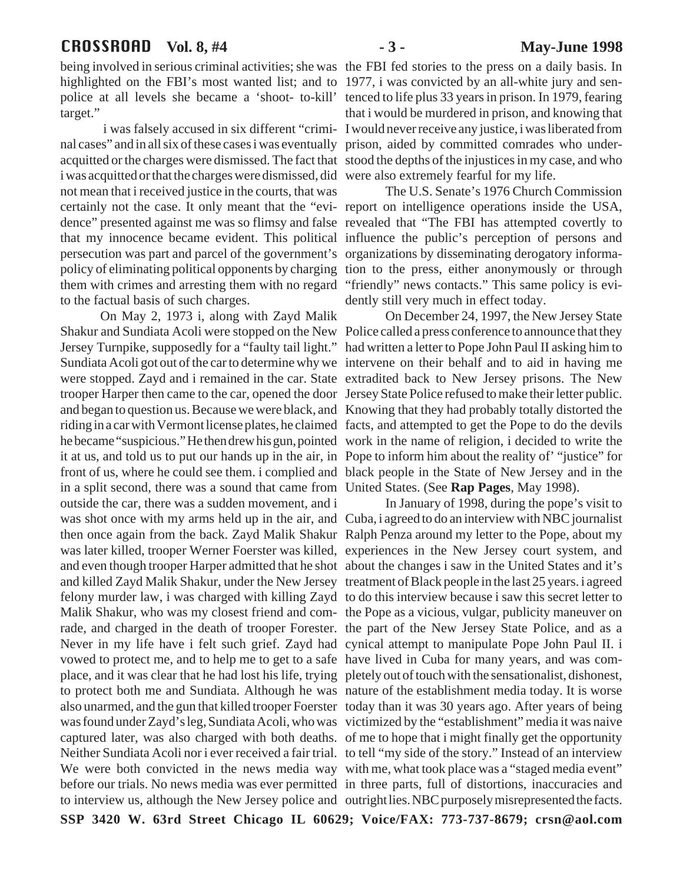being involved in serious criminal activities; she was highlighted on the FBI's most wanted list; and to police at all levels she became a 'shoot- to-kill' target."

i was falsely accused in six different "criminal cases" and in all six of these cases i was eventually acquitted or the charges were dismissed. The fact that i was acquitted or that the charges were dismissed, did not mean that i received justice in the courts, that was certainly not the case. It only meant that the "evidence" presented against me was so flimsy and false that my innocence became evident. This political persecution was part and parcel of the government's policy of eliminating political opponents by charging them with crimes and arresting them with no regard to the factual basis of such charges.

On May 2, 1973 i, along with Zayd Malik Shakur and Sundiata Acoli were stopped on the New Jersey Turnpike, supposedly for a "faulty tail light." Sundiata Acoli got out of the car to determine why we were stopped. Zayd and i remained in the car. State trooper Harper then came to the car, opened the door and began to question us. Because we were black, and riding in a car with Vermont license plates, he claimed he became "suspicious." He then drew his gun, pointed it at us, and told us to put our hands up in the air, in front of us, where he could see them. i complied and in a split second, there was a sound that came from outside the car, there was a sudden movement, and i was shot once with my arms held up in the air, and then once again from the back. Zayd Malik Shakur was later killed, trooper Werner Foerster was killed, and even though trooper Harper admitted that he shot and killed Zayd Malik Shakur, under the New Jersey felony murder law, i was charged with killing Zayd Malik Shakur, who was my closest friend and comrade, and charged in the death of trooper Forester. Never in my life have i felt such grief. Zayd had vowed to protect me, and to help me to get to a safe place, and it was clear that he had lost his life, trying to protect both me and Sundiata. Although he was also unarmed, and the gun that killed trooper Foerster was found under Zayd's leg, Sundiata Acoli, who was captured later, was also charged with both deaths. Neither Sundiata Acoli nor i ever received a fair trial. We were both convicted in the news media way before our trials. No news media was ever permitted to interview us, although the New Jersey police and the FBI fed stories to the press on a daily basis. In 1977, i was convicted by an all-white jury and sentenced to life plus 33 years in prison. In 1979, fearing that i would be murdered in prison, and knowing that I would never receive any justice, i was liberated from prison, aided by committed comrades who understood the depths of the injustices in my case, and who were also extremely fearful for my life.

The U.S. Senate's 1976 Church Commission report on intelligence operations inside the USA, revealed that "The FBI has attempted covertly to influence the public's perception of persons and organizations by disseminating derogatory information to the press, either anonymously or through "friendly" news contacts." This same policy is evidently still very much in effect today.

On December 24, 1997, the New Jersey State Police called a press conference to announce that they had written a letter to Pope John Paul II asking him to intervene on their behalf and to aid in having me extradited back to New Jersey prisons. The New Jersey State Police refused to make their letter public. Knowing that they had probably totally distorted the facts, and attempted to get the Pope to do the devils work in the name of religion, i decided to write the Pope to inform him about the reality of' "justice" for black people in the State of New Jersey and in the United States. (See **Rap Pages**, May 1998).

In January of 1998, during the pope's visit to Cuba, i agreed to do an interview with NBC journalist Ralph Penza around my letter to the Pope, about my experiences in the New Jersey court system, and about the changes i saw in the United States and it's treatment of Black people in the last 25 years. i agreed to do this interview because i saw this secret letter to the Pope as a vicious, vulgar, publicity maneuver on the part of the New Jersey State Police, and as a cynical attempt to manipulate Pope John Paul II. i have lived in Cuba for many years, and was completely out of touch with the sensationalist, dishonest, nature of the establishment media today. It is worse today than it was 30 years ago. After years of being victimized by the "establishment" media it was naive of me to hope that i might finally get the opportunity to tell "my side of the story." Instead of an interview with me, what took place was a "staged media event" in three parts, full of distortions, inaccuracies and outright lies. NBC purposely misrepresented the facts.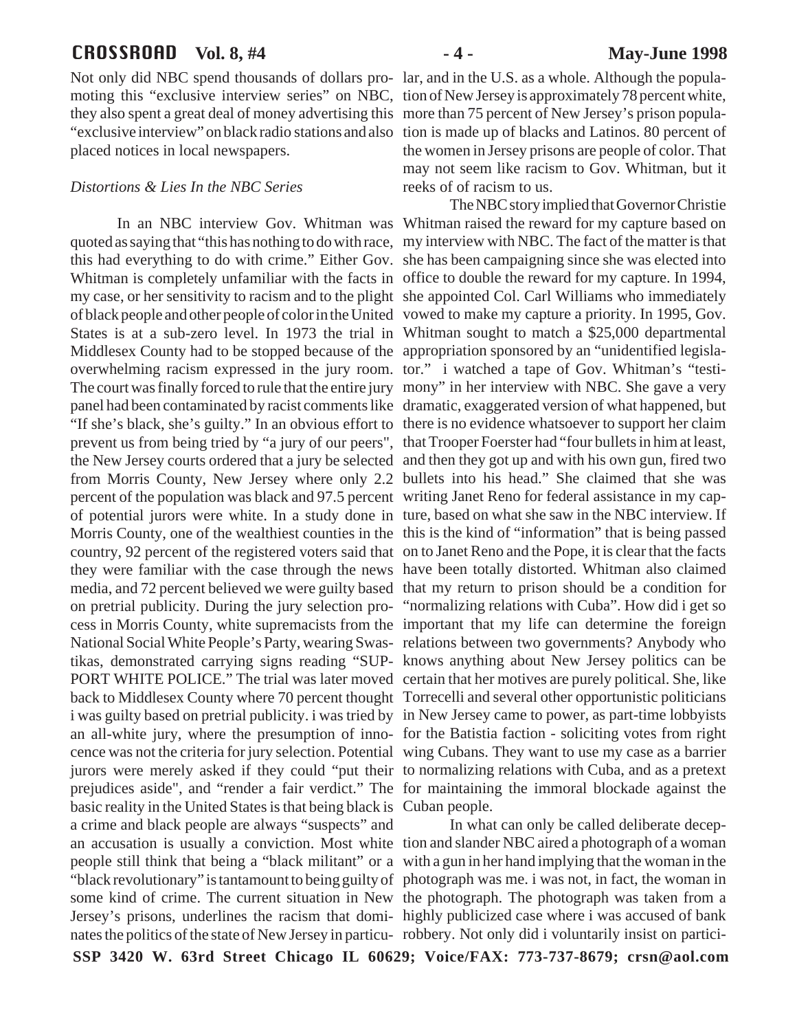Not only did NBC spend thousands of dollars promoting this "exclusive interview series" on NBC, they also spent a great deal of money advertising this "exclusive interview" on black radio stations and also placed notices in local newspapers.

*Distortions & Lies In the NBC Series*

In an NBC interview Gov. Whitman was quoted as saying that "this has nothing to do with race, this had everything to do with crime." Either Gov. Whitman is completely unfamiliar with the facts in my case, or her sensitivity to racism and to the plight of black people and other people of color in the United States is at a sub-zero level. In 1973 the trial in Middlesex County had to be stopped because of the overwhelming racism expressed in the jury room. The court was finally forced to rule that the entire jury panel had been contaminated by racist comments like "If she's black, she's guilty." In an obvious effort to prevent us from being tried by "a jury of our peers", the New Jersey courts ordered that a jury be selected from Morris County, New Jersey where only 2.2 percent of the population was black and 97.5 percent of potential jurors were white. In a study done in Morris County, one of the wealthiest counties in the country, 92 percent of the registered voters said that they were familiar with the case through the news media, and 72 percent believed we were guilty based on pretrial publicity. During the jury selection process in Morris County, white supremacists from the National Social White People's Party, wearing Swastikas, demonstrated carrying signs reading "SUPPORT WHITE POLICE." The trial was later moved back to Middlesex County where 70 percent thought i was guilty based on pretrial publicity. i was tried by an all-white jury, where the presumption of innocence was not the criteria for jury selection. Potential jurors were merely asked if they could "put their prejudices aside", and "render a fair verdict." The basic reality in the United States is that being black is a crime and black people are always "suspects" and an accusation is usually a conviction. Most white people still think that being a "black militant" or a "black revolutionary" is tantamount to being guilty of some kind of crime. The current situation in New Jersey's prisons, underlines the racism that dominates the politics of the state of New Jersey in particular, and in the U.S. as a whole. Although the population of New Jersey is approximately 78 percent white, more than 75 percent of New Jersey's prison population is made up of blacks and Latinos. 80 percent of the women in Jersey prisons are people of color. That may not seem like racism to Gov. Whitman, but it reeks of of racism to us.

The NBC story implied that Governor Christie Whitman raised the reward for my capture based on my interview with NBC. The fact of the matter is that she has been campaigning since she was elected into office to double the reward for my capture. In 1994, she appointed Col. Carl Williams who immediately vowed to make my capture a priority. In 1995, Gov. Whitman sought to match a $25,000 departmental appropriation sponsored by an "unidentified legislator." i watched a tape of Gov. Whitman's "testimony" in her interview with NBC. She gave a very dramatic, exaggerated version of what happened, but there is no evidence whatsoever to support her claim that Trooper Foerster had "four bullets in him at least, and then they got up and with his own gun, fired two bullets into his head." She claimed that she was writing Janet Reno for federal assistance in my capture, based on what she saw in the NBC interview. If this is the kind of "information" that is being passed on to Janet Reno and the Pope, it is clear that the facts have been totally distorted. Whitman also claimed that my return to prison should be a condition for "normalizing relations with Cuba". How did i get so important that my life can determine the foreign relations between two governments? Anybody who knows anything about New Jersey politics can be certain that her motives are purely political. She, like Torrecelli and several other opportunistic politicians in New Jersey came to power, as part-time lobbyists for the Batistia faction - soliciting votes from right wing Cubans. They want to use my case as a barrier to normalizing relations with Cuba, and as a pretext for maintaining the immoral blockade against the Cuban people.

In what can only be called deliberate deception and slander NBC aired a photograph of a woman with a gun in her hand implying that the woman in the photograph was me. i was not, in fact, the woman in the photograph. The photograph was taken from a highly publicized case where i was accused of bank robbery. Not only did i voluntarily insist on partici-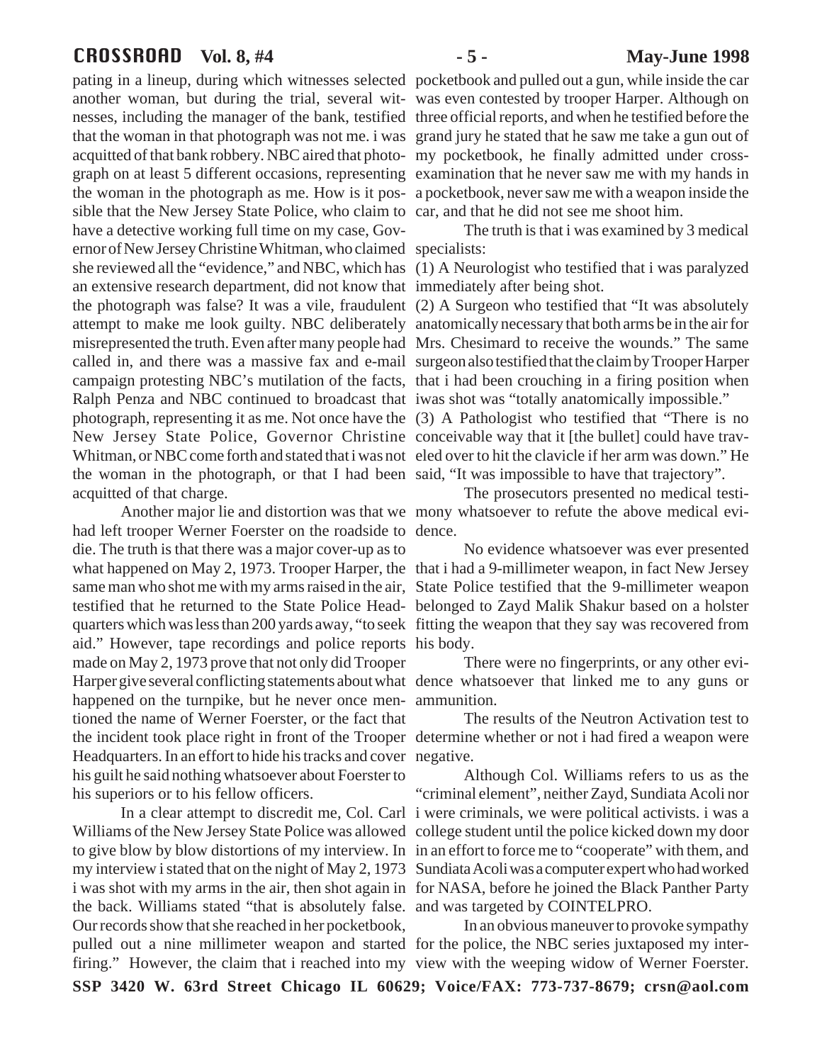pating in a lineup, during which witnesses selected another woman, but during the trial, several witnesses, including the manager of the bank, testified that the woman in that photograph was not me. i was acquitted of that bank robbery. NBC aired that photograph on at least 5 different occasions, representing the woman in the photograph as me. How is it possible that the New Jersey State Police, who claim to have a detective working full time on my case, Governor of New Jersey Christine Whitman, who claimed she reviewed all the "evidence," and NBC, which has an extensive research department, did not know that the photograph was false? It was a vile, fraudulent attempt to make me look guilty. NBC deliberately misrepresented the truth. Even after many people had called in, and there was a massive fax and e-mail campaign protesting NBC's mutilation of the facts, Ralph Penza and NBC continued to broadcast that photograph, representing it as me. Not once have the New Jersey State Police, Governor Christine Whitman, or NBC come forth and stated that i was not the woman in the photograph, or that I had been acquitted of that charge.

Another major lie and distortion was that we had left trooper Werner Foerster on the roadside to die. The truth is that there was a major cover-up as to what happened on May 2, 1973. Trooper Harper, the same man who shot me with my arms raised in the air, testified that he returned to the State Police Headquarters which was less than 200 yards away, "to seek aid." However, tape recordings and police reports made on May 2, 1973 prove that not only did Trooper Harper give several conflicting statements about what happened on the turnpike, but he never once mentioned the name of Werner Foerster, or the fact that the incident took place right in front of the Trooper Headquarters. In an effort to hide his tracks and cover his guilt he said nothing whatsoever about Foerster to his superiors or to his fellow officers.

In a clear attempt to discredit me, Col. Carl Williams of the New Jersey State Police was allowed to give blow by blow distortions of my interview. In my interview i stated that on the night of May 2, 1973 i was shot with my arms in the air, then shot again in the back. Williams stated "that is absolutely false. Our records show that she reached in her pocketbook, pulled out a nine millimeter weapon and started firing." However, the claim that i reached into my pocketbook and pulled out a gun, while inside the car was even contested by trooper Harper. Although on three official reports, and when he testified before the grand jury he stated that he saw me take a gun out of my pocketbook, he finally admitted under cross-examination that he never saw me with my hands in a pocketbook, never saw me with a weapon inside the car, and that he did not see me shoot him.

The truth is that i was examined by 3 medical specialists:

(1) A Neurologist who testified that i was paralyzed immediately after being shot.

(2) A Surgeon who testified that "It was absolutely anatomically necessary that both arms be in the air for Mrs. Chesimard to receive the wounds." The same surgeon also testified that the claim by Trooper Harper that i had been crouching in a firing position when iwas shot was "totally anatomically impossible."

(3) A Pathologist who testified that "There is no conceivable way that it [the bullet] could have traveled over to hit the clavicle if her arm was down." He said, "It was impossible to have that trajectory".

The prosecutors presented no medical testimony whatsoever to refute the above medical evidence.

No evidence whatsoever was ever presented that i had a 9-millimeter weapon, in fact New Jersey State Police testified that the 9-millimeter weapon belonged to Zayd Malik Shakur based on a holster fitting the weapon that they say was recovered from his body.

There were no fingerprints, or any other evidence whatsoever that linked me to any guns or ammunition.

The results of the Neutron Activation test to determine whether or not i had fired a weapon were negative.

Although Col. Williams refers to us as the "criminal element", neither Zayd, Sundiata Acoli nor i were criminals, we were political activists. i was a college student until the police kicked down my door in an effort to force me to "cooperate" with them, and Sundiata Acoli was a computer expert who had worked for NASA, before he joined the Black Panther Party and was targeted by COINTELPRO.

In an obvious maneuver to provoke sympathy for the police, the NBC series juxtaposed my interview with the weeping widow of Werner Foerster.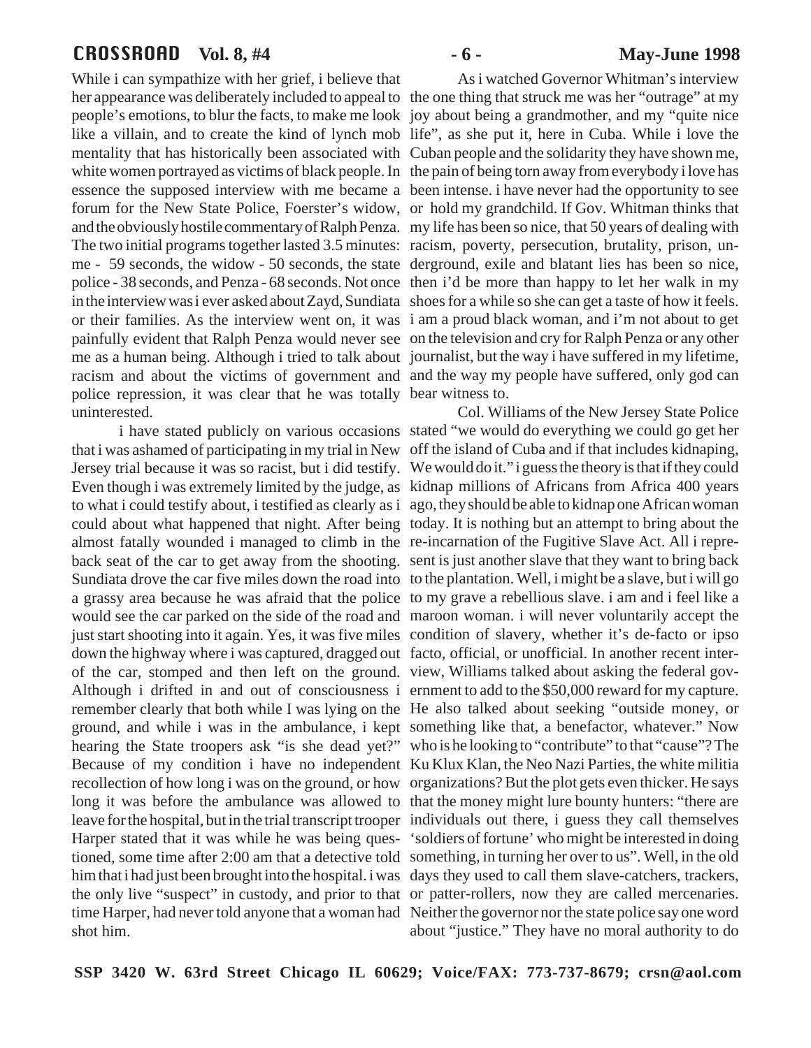While i can sympathize with her grief, i believe that her appearance was deliberately included to appeal to people's emotions, to blur the facts, to make me look like a villain, and to create the kind of lynch mob mentality that has historically been associated with white women portrayed as victims of black people. In essence the supposed interview with me became a forum for the New State Police, Foerster's widow, and the obviously hostile commentary of Ralph Penza. The two initial programs together lasted 3.5 minutes: me - 59 seconds, the widow - 50 seconds, the state police - 38 seconds, and Penza - 68 seconds. Not once in the interview was i ever asked about Zayd, Sundiata or their families. As the interview went on, it was painfully evident that Ralph Penza would never see me as a human being. Although i tried to talk about racism and about the victims of government and police repression, it was clear that he was totally uninterested.

i have stated publicly on various occasions that i was ashamed of participating in my trial in New Jersey trial because it was so racist, but i did testify. Even though i was extremely limited by the judge, as to what i could testify about, i testified as clearly as i could about what happened that night. After being almost fatally wounded i managed to climb in the back seat of the car to get away from the shooting. Sundiata drove the car five miles down the road into a grassy area because he was afraid that the police would see the car parked on the side of the road and just start shooting into it again. Yes, it was five miles down the highway where i was captured, dragged out of the car, stomped and then left on the ground. Although i drifted in and out of consciousness i remember clearly that both while I was lying on the ground, and while i was in the ambulance, i kept hearing the State troopers ask "is she dead yet?" Because of my condition i have no independent recollection of how long i was on the ground, or how long it was before the ambulance was allowed to leave for the hospital, but in the trial transcript trooper Harper stated that it was while he was being questioned, some time after 2:00 am that a detective told him that i had just been brought into the hospital. i was the only live "suspect" in custody, and prior to that time Harper, had never told anyone that a woman had shot him.

As i watched Governor Whitman's interview the one thing that struck me was her "outrage" at my joy about being a grandmother, and my "quite nice life", as she put it, here in Cuba. While i love the Cuban people and the solidarity they have shown me, the pain of being torn away from everybody i love has been intense. i have never had the opportunity to see or hold my grandchild. If Gov. Whitman thinks that my life has been so nice, that 50 years of dealing with racism, poverty, persecution, brutality, prison, underground, exile and blatant lies has been so nice, then i'd be more than happy to let her walk in my shoes for a while so she can get a taste of how it feels. i am a proud black woman, and i'm not about to get on the television and cry for Ralph Penza or any other journalist, but the way i have suffered in my lifetime, and the way my people have suffered, only god can bear witness to.

Col. Williams of the New Jersey State Police stated "we would do everything we could go get her off the island of Cuba and if that includes kidnaping, We would do it." i guess the theory is that if they could kidnap millions of Africans from Africa 400 years ago, they should be able to kidnap one African woman today. It is nothing but an attempt to bring about the re-incarnation of the Fugitive Slave Act. All i represent is just another slave that they want to bring back to the plantation. Well, i might be a slave, but i will go to my grave a rebellious slave. i am and i feel like a maroon woman. i will never voluntarily accept the condition of slavery, whether it's de-facto or ipso facto, official, or unofficial. In another recent interview, Williams talked about asking the federal government to add to the $50,000 reward for my capture. He also talked about seeking "outside money, or something like that, a benefactor, whatever." Now who is he looking to "contribute" to that "cause"? The Ku Klux Klan, the Neo Nazi Parties, the white militia organizations? But the plot gets even thicker. He says that the money might lure bounty hunters: "there are individuals out there, i guess they call themselves 'soldiers of fortune' who might be interested in doing something, in turning her over to us". Well, in the old days they used to call them slave-catchers, trackers, or patter-rollers, now they are called mercenaries. Neither the governor nor the state police say one word about "justice." They have no moral authority to do

**SSP 3420 W. 63rd Street Chicago IL 60629; Voice/FAX: 773-737-8679; crsn@aol.com**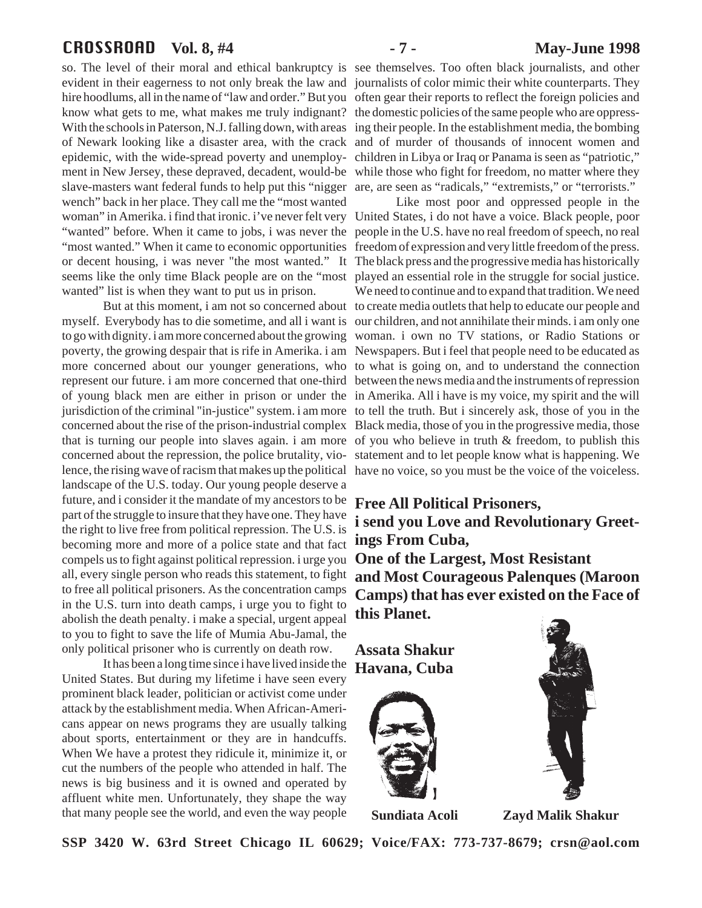so. The level of their moral and ethical bankruptcy is evident in their eagerness to not only break the law and hire hoodlums, all in the name of "law and order." But you know what gets to me, what makes me truly indignant? With the schools in Paterson, N.J. falling down, with areas of Newark looking like a disaster area, with the crack epidemic, with the wide-spread poverty and unemployment in New Jersey, these depraved, decadent, would-be slave-masters want federal funds to help put this "nigger wench" back in her place. They call me the "most wanted woman" in Amerika. i find that ironic. i've never felt very "wanted" before. When it came to jobs, i was never the "most wanted." When it came to economic opportunities or decent housing, i was never "the most wanted." It seems like the only time Black people are on the "most wanted" list is when they want to put us in prison.

But at this moment, i am not so concerned about myself. Everybody has to die sometime, and all i want is to go with dignity. i am more concerned about the growing poverty, the growing despair that is rife in Amerika. i am more concerned about our younger generations, who represent our future. i am more concerned that one-third of young black men are either in prison or under the jurisdiction of the criminal "in-justice" system. i am more concerned about the rise of the prison-industrial complex that is turning our people into slaves again. i am more concerned about the repression, the police brutality, violence, the rising wave of racism that makes up the political landscape of the U.S. today. Our young people deserve a future, and i consider it the mandate of my ancestors to be part of the struggle to insure that they have one. They have the right to live free from political repression. The U.S. is becoming more and more of a police state and that fact compels us to fight against political repression. i urge you all, every single person who reads this statement, to fight to free all political prisoners. As the concentration camps in the U.S. turn into death camps, i urge you to fight to abolish the death penalty. i make a special, urgent appeal to you to fight to save the life of Mumia Abu-Jamal, the only political prisoner who is currently on death row.

It has been a long time since i have lived inside the United States. But during my lifetime i have seen every prominent black leader, politician or activist come under attack by the establishment media. When African-Americans appear on news programs they are usually talking about sports, entertainment or they are in handcuffs. When We have a protest they ridicule it, minimize it, or cut the numbers of the people who attended in half. The news is big business and it is owned and operated by affluent white men. Unfortunately, they shape the way that many people see the world, and even the way people see themselves. Too often black journalists, and other journalists of color mimic their white counterparts. They often gear their reports to reflect the foreign policies and the domestic policies of the same people who are oppressing their people. In the establishment media, the bombing and of murder of thousands of innocent women and children in Libya or Iraq or Panama is seen as "patriotic," while those who fight for freedom, no matter where they are, are seen as "radicals," "extremists," or "terrorists."

Like most poor and oppressed people in the United States, i do not have a voice. Black people, poor people in the U.S. have no real freedom of speech, no real freedom of expression and very little freedom of the press. The black press and the progressive media has historically played an essential role in the struggle for social justice. We need to continue and to expand that tradition. We need to create media outlets that help to educate our people and our children, and not annihilate their minds. i am only one woman. i own no TV stations, or Radio Stations or Newspapers. But i feel that people need to be educated as to what is going on, and to understand the connection between the news media and the instruments of repression in Amerika. All i have is my voice, my spirit and the will to tell the truth. But i sincerely ask, those of you in the Black media, those of you in the progressive media, those of you who believe in truth & freedom, to publish this statement and to let people know what is happening. We have no voice, so you must be the voice of the voiceless.

**Free All Political Prisoners,**
**i send you Love and Revolutionary Greetings From Cuba,**
**One of the Largest, Most Resistant and Most Courageous Palenques (Maroon Camps) that has ever existed on the Face of this Planet.**

**Assata Shakur**
**Havana, Cuba**

**Sundiata Acoli**

**Zayd Malik Shakur**

**SSP 3420 W. 63rd Street Chicago IL 60629; Voice/FAX: 773-737-8679; crsn@aol.com**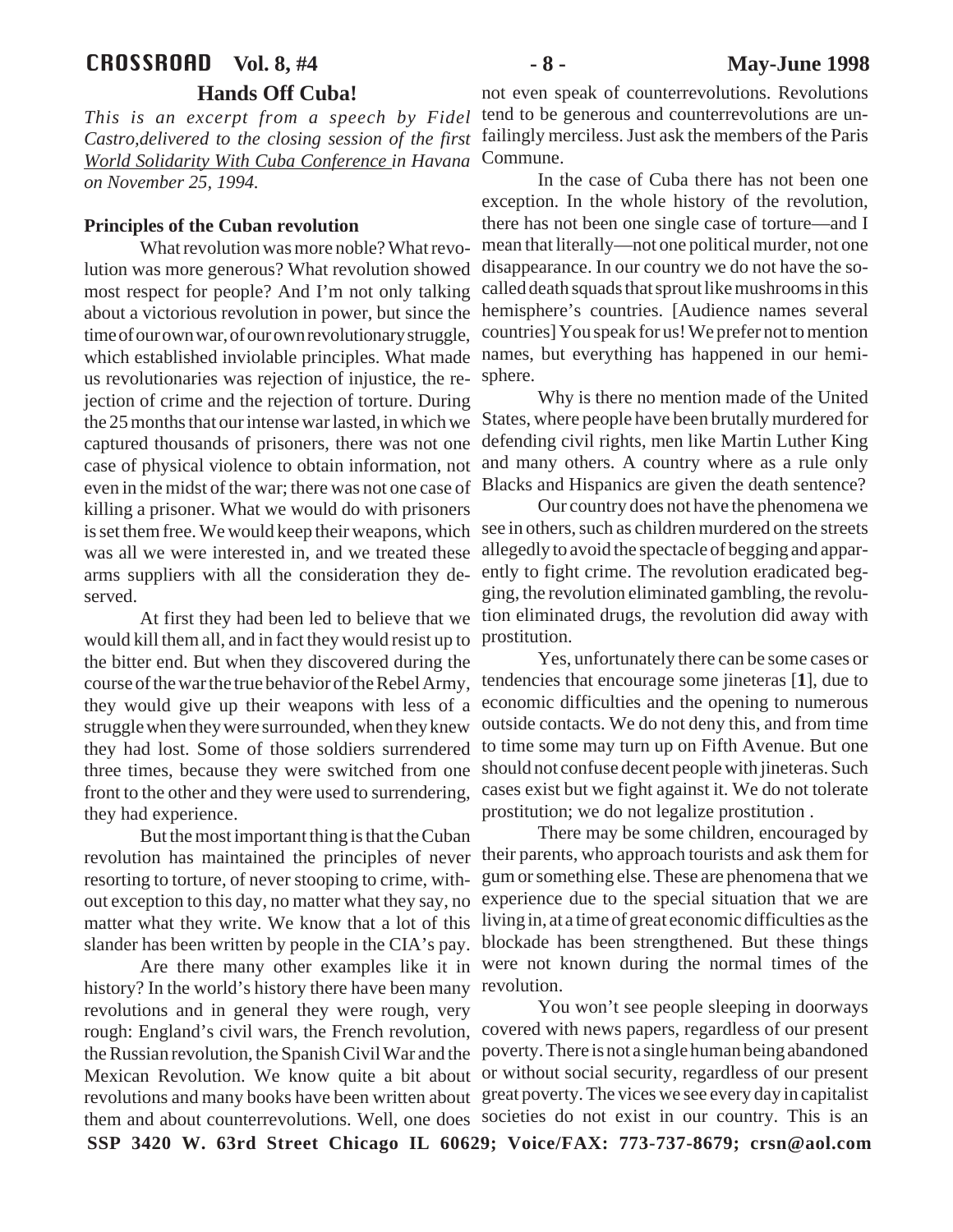## Hands Off Cuba!

*This is an excerpt from a speech by Fidel Castro, delivered to the closing session of the first World Solidarity With Cuba Conference in Havana on November 25, 1994.*

### Principles of the Cuban revolution

What revolution was more noble? What revolution was more generous? What revolution showed most respect for people? And I'm not only talking about a victorious revolution in power, but since the time of our own war, of our own revolutionary struggle, which established inviolable principles. What made us revolutionaries was rejection of injustice, the rejection of crime and the rejection of torture. During the 25 months that our intense war lasted, in which we captured thousands of prisoners, there was not one case of physical violence to obtain information, not even in the midst of the war; there was not one case of killing a prisoner. What we would do with prisoners is set them free. We would keep their weapons, which was all we were interested in, and we treated these arms suppliers with all the consideration they deserved.

At first they had been led to believe that we would kill them all, and in fact they would resist up to the bitter end. But when they discovered during the course of the war the true behavior of the Rebel Army, they would give up their weapons with less of a struggle when they were surrounded, when they knew they had lost. Some of those soldiers surrendered three times, because they were switched from one front to the other and they were used to surrendering, they had experience.

But the most important thing is that the Cuban revolution has maintained the principles of never resorting to torture, of never stooping to crime, without exception to this day, no matter what they say, no matter what they write. We know that a lot of this slander has been written by people in the CIA's pay.

Are there many other examples like it in history? In the world's history there have been many revolutions and in general they were rough, very rough: England's civil wars, the French revolution, the Russian revolution, the Spanish Civil War and the Mexican Revolution. We know quite a bit about revolutions and many books have been written about them and about counterrevolutions. Well, one does not even speak of counterrevolutions. Revolutions tend to be generous and counterrevolutions are unfailingly merciless. Just ask the members of the Paris Commune.

In the case of Cuba there has not been one exception. In the whole history of the revolution, there has not been one single case of torture—and I mean that literally—not one political murder, not one disappearance. In our country we do not have the so-called death squads that sprout like mushrooms in this hemisphere's countries. [Audience names several countries] You speak for us! We prefer not to mention names, but everything has happened in our hemisphere.

Why is there no mention made of the United States, where people have been brutally murdered for defending civil rights, men like Martin Luther King and many others. A country where as a rule only Blacks and Hispanics are given the death sentence?

Our country does not have the phenomena we see in others, such as children murdered on the streets allegedly to avoid the spectacle of begging and apparently to fight crime. The revolution eradicated begging, the revolution eliminated gambling, the revolution eliminated drugs, the revolution did away with prostitution.

Yes, unfortunately there can be some cases or tendencies that encourage some jineteras [**1**], due to economic difficulties and the opening to numerous outside contacts. We do not deny this, and from time to time some may turn up on Fifth Avenue. But one should not confuse decent people with jineteras. Such cases exist but we fight against it. We do not tolerate prostitution; we do not legalize prostitution .

There may be some children, encouraged by their parents, who approach tourists and ask them for gum or something else. These are phenomena that we experience due to the special situation that we are living in, at a time of great economic difficulties as the blockade has been strengthened. But these things were not known during the normal times of the revolution.

You won't see people sleeping in doorways covered with news papers, regardless of our present poverty. There is not a single human being abandoned or without social security, regardless of our present great poverty. The vices we see every day in capitalist societies do not exist in our country. This is an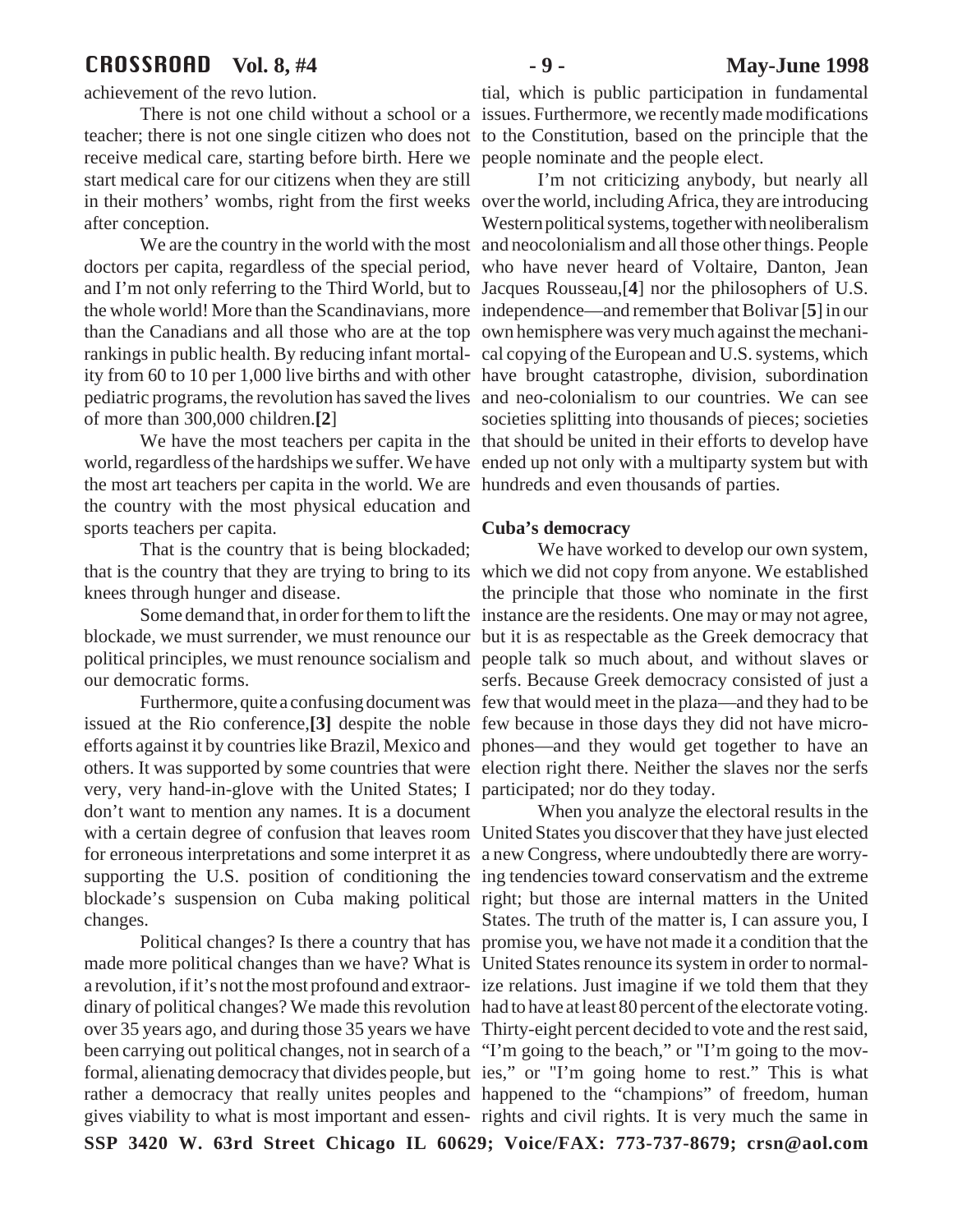achievement of the revo lution.

There is not one child without a school or a teacher; there is not one single citizen who does not receive medical care, starting before birth. Here we start medical care for our citizens when they are still in their mothers' wombs, right from the first weeks after conception.

We are the country in the world with the most doctors per capita, regardless of the special period, and I'm not only referring to the Third World, but to the whole world! More than the Scandinavians, more than the Canadians and all those who are at the top rankings in public health. By reducing infant mortality from 60 to 10 per 1,000 live births and with other pediatric programs, the revolution has saved the lives of more than 300,000 children.**[2]**

We have the most teachers per capita in the world, regardless of the hardships we suffer. We have the most art teachers per capita in the world. We are the country with the most physical education and sports teachers per capita.

That is the country that is being blockaded; that is the country that they are trying to bring to its knees through hunger and disease.

Some demand that, in order for them to lift the blockade, we must surrender, we must renounce our political principles, we must renounce socialism and our democratic forms.

Furthermore, quite a confusing document was issued at the Rio conference,**[3]** despite the noble efforts against it by countries like Brazil, Mexico and others. It was supported by some countries that were very, very hand-in-glove with the United States; I don't want to mention any names. It is a document with a certain degree of confusion that leaves room for erroneous interpretations and some interpret it as supporting the U.S. position of conditioning the blockade's suspension on Cuba making political changes.

Political changes? Is there a country that has made more political changes than we have? What is a revolution, if it's not the most profound and extraordinary of political changes? We made this revolution over 35 years ago, and during those 35 years we have been carrying out political changes, not in search of a formal, alienating democracy that divides people, but rather a democracy that really unites peoples and gives viability to what is most important and essential, which is public participation in fundamental issues. Furthermore, we recently made modifications to the Constitution, based on the principle that the people nominate and the people elect.

I'm not criticizing anybody, but nearly all over the world, including Africa, they are introducing Western political systems, together with neoliberalism and neocolonialism and all those other things. People who have never heard of Voltaire, Danton, Jean Jacques Rousseau,[**4**] nor the philosophers of U.S. independence—and remember that Bolivar [**5**] in our own hemisphere was very much against the mechanical copying of the European and U.S. systems, which have brought catastrophe, division, subordination and neo-colonialism to our countries. We can see societies splitting into thousands of pieces; societies that should be united in their efforts to develop have ended up not only with a multiparty system but with hundreds and even thousands of parties.

**Cuba's democracy**

We have worked to develop our own system, which we did not copy from anyone. We established the principle that those who nominate in the first instance are the residents. One may or may not agree, but it is as respectable as the Greek democracy that people talk so much about, and without slaves or serfs. Because Greek democracy consisted of just a few that would meet in the plaza—and they had to be few because in those days they did not have microphones—and they would get together to have an election right there. Neither the slaves nor the serfs participated; nor do they today.

When you analyze the electoral results in the United States you discover that they have just elected a new Congress, where undoubtedly there are worrying tendencies toward conservatism and the extreme right; but those are internal matters in the United States. The truth of the matter is, I can assure you, I promise you, we have not made it a condition that the United States renounce its system in order to normalize relations. Just imagine if we told them that they had to have at least 80 percent of the electorate voting. Thirty-eight percent decided to vote and the rest said, "I'm going to the beach," or "I'm going to the movies," or "I'm going home to rest." This is what happened to the "champions" of freedom, human rights and civil rights. It is very much the same in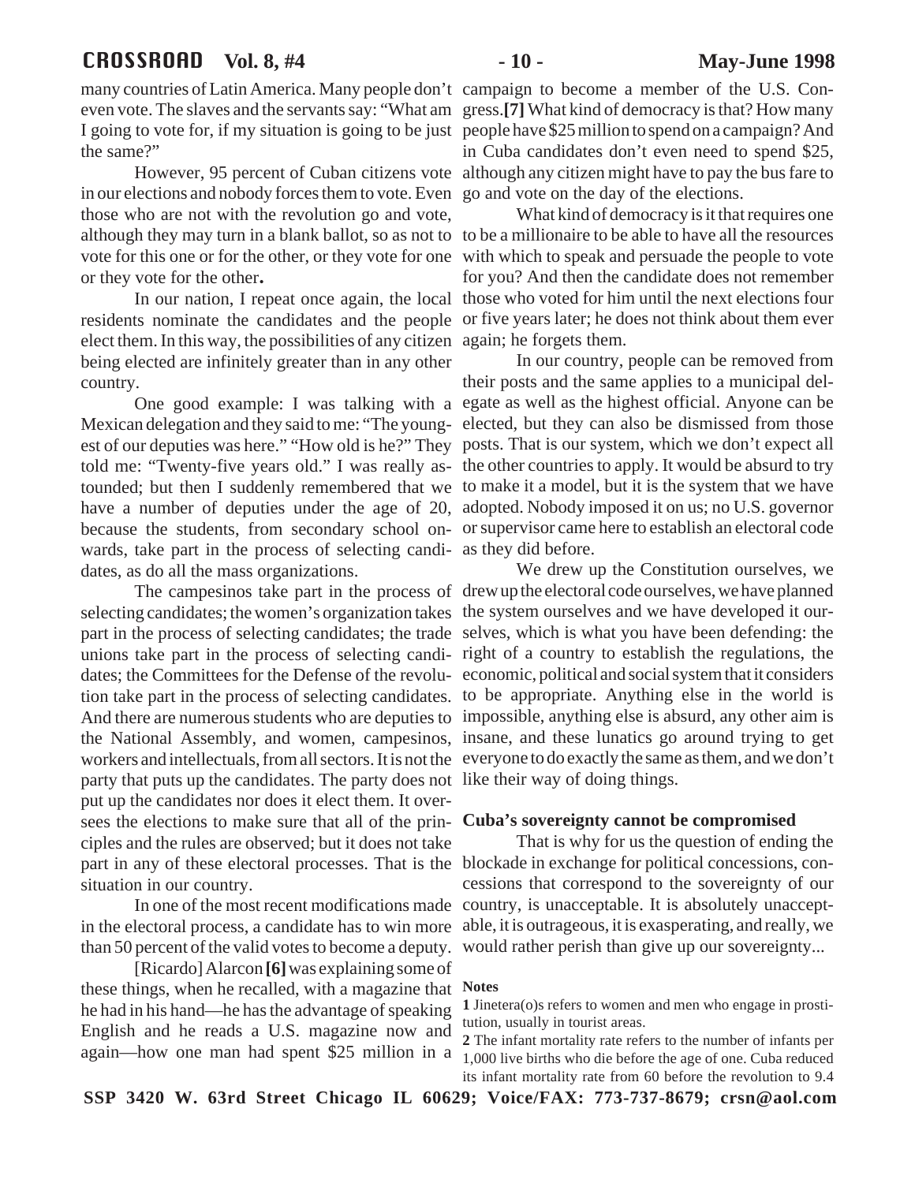many countries of Latin America. Many people don't even vote. The slaves and the servants say: "What am I going to vote for, if my situation is going to be just the same?"

However, 95 percent of Cuban citizens vote in our elections and nobody forces them to vote. Even those who are not with the revolution go and vote, although they may turn in a blank ballot, so as not to vote for this one or for the other, or they vote for one or they vote for the other**.**

In our nation, I repeat once again, the local residents nominate the candidates and the people elect them. In this way, the possibilities of any citizen being elected are infinitely greater than in any other country.

One good example: I was talking with a Mexican delegation and they said to me: "The youngest of our deputies was here." "How old is he?" They told me: "Twenty-five years old." I was really astounded; but then I suddenly remembered that we have a number of deputies under the age of 20, because the students, from secondary school onwards, take part in the process of selecting candidates, as do all the mass organizations.

The campesinos take part in the process of selecting candidates; the women's organization takes part in the process of selecting candidates; the trade unions take part in the process of selecting candidates; the Committees for the Defense of the revolution take part in the process of selecting candidates. And there are numerous students who are deputies to the National Assembly, and women, campesinos, workers and intellectuals, from all sectors. It is not the party that puts up the candidates. The party does not put up the candidates nor does it elect them. It oversees the elections to make sure that all of the principles and the rules are observed; but it does not take part in any of these electoral processes. That is the situation in our country.

In one of the most recent modifications made in the electoral process, a candidate has to win more than 50 percent of the valid votes to become a deputy.

[Ricardo] Alarcon **[6]** was explaining some of these things, when he recalled, with a magazine that he had in his hand—he has the advantage of speaking English and he reads a U.S. magazine now and again—how one man had spent $25 million in a campaign to become a member of the U.S. Congress.**[7]** What kind of democracy is that? How many people have $25 million to spend on a campaign? And in Cuba candidates don't even need to spend $25, although any citizen might have to pay the bus fare to go and vote on the day of the elections.

What kind of democracy is it that requires one to be a millionaire to be able to have all the resources with which to speak and persuade the people to vote for you? And then the candidate does not remember those who voted for him until the next elections four or five years later; he does not think about them ever again; he forgets them.

In our country, people can be removed from their posts and the same applies to a municipal delegate as well as the highest official. Anyone can be elected, but they can also be dismissed from those posts. That is our system, which we don't expect all the other countries to apply. It would be absurd to try to make it a model, but it is the system that we have adopted. Nobody imposed it on us; no U.S. governor or supervisor came here to establish an electoral code as they did before.

We drew up the Constitution ourselves, we drew up the electoral code ourselves, we have planned the system ourselves and we have developed it ourselves, which is what you have been defending: the right of a country to establish the regulations, the economic, political and social system that it considers to be appropriate. Anything else in the world is impossible, anything else is absurd, any other aim is insane, and these lunatics go around trying to get everyone to do exactly the same as them, and we don't like their way of doing things.

### Cuba's sovereignty cannot be compromised

That is why for us the question of ending the blockade in exchange for political concessions, concessions that correspond to the sovereignty of our country, is unacceptable. It is absolutely unacceptable, it is outrageous, it is exasperating, and really, we would rather perish than give up our sovereignty...

**Notes**

**1** Jinetera(o)s refers to women and men who engage in prostitution, usually in tourist areas.

**2** The infant mortality rate refers to the number of infants per 1,000 live births who die before the age of one. Cuba reduced its infant mortality rate from 60 before the revolution to 9.4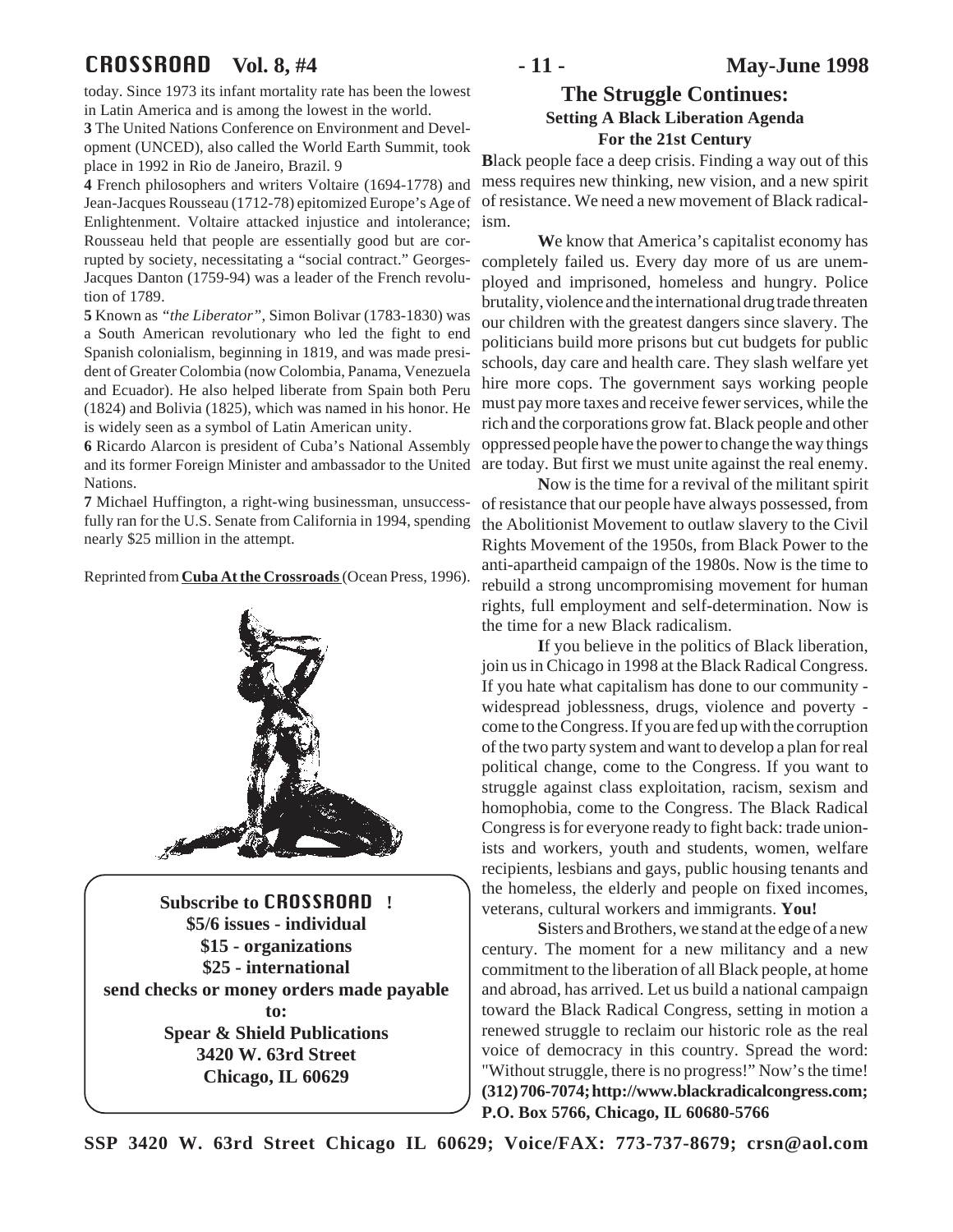today. Since 1973 its infant mortality rate has been the lowest in Latin America and is among the lowest in the world.

**3** The United Nations Conference on Environment and Development (UNCED), also called the World Earth Summit, took place in 1992 in Rio de Janeiro, Brazil. 9

**4** French philosophers and writers Voltaire (1694-1778) and Jean-Jacques Rousseau (1712-78) epitomized Europe's Age of Enlightenment. Voltaire attacked injustice and intolerance; Rousseau held that people are essentially good but are corrupted by society, necessitating a "social contract." Georges-Jacques Danton (1759-94) was a leader of the French revolution of 1789.

**5** Known as *"the Liberator"*, Simon Bolivar (1783-1830) was a South American revolutionary who led the fight to end Spanish colonialism, beginning in 1819, and was made president of Greater Colombia (now Colombia, Panama, Venezuela and Ecuador). He also helped liberate from Spain both Peru (1824) and Bolivia (1825), which was named in his honor. He is widely seen as a symbol of Latin American unity.

**6** Ricardo Alarcon is president of Cuba's National Assembly and its former Foreign Minister and ambassador to the United Nations.

**7** Michael Huffington, a right-wing businessman, unsuccessfully ran for the U.S. Senate from California in 1994, spending nearly $25 million in the attempt.

Reprinted from **Cuba At the Crossroads** (Ocean Press, 1996).

**Subscribe to CROSSROAD !**
**$5/6 issues - individual**
**$15 - organizations**
**$25 - international**
**send checks or money orders made payable to:**
**Spear & Shield Publications**
**3420 W. 63rd Street**
**Chicago, IL 60629**

## The Struggle Continues:
### Setting A Black Liberation Agenda For the 21st Century

**B**lack people face a deep crisis. Finding a way out of this mess requires new thinking, new vision, and a new spirit of resistance. We need a new movement of Black radicalism.

**W**e know that America's capitalist economy has completely failed us. Every day more of us are unemployed and imprisoned, homeless and hungry. Police brutality, violence and the international drug trade threaten our children with the greatest dangers since slavery. The politicians build more prisons but cut budgets for public schools, day care and health care. They slash welfare yet hire more cops. The government says working people must pay more taxes and receive fewer services, while the rich and the corporations grow fat. Black people and other oppressed people have the power to change the way things are today. But first we must unite against the real enemy.

**N**ow is the time for a revival of the militant spirit of resistance that our people have always possessed, from the Abolitionist Movement to outlaw slavery to the Civil Rights Movement of the 1950s, from Black Power to the anti-apartheid campaign of the 1980s. Now is the time to rebuild a strong uncompromising movement for human rights, full employment and self-determination. Now is the time for a new Black radicalism.

**I**f you believe in the politics of Black liberation, join us in Chicago in 1998 at the Black Radical Congress. If you hate what capitalism has done to our community - widespread joblessness, drugs, violence and poverty - come to the Congress. If you are fed up with the corruption of the two party system and want to develop a plan for real political change, come to the Congress. If you want to struggle against class exploitation, racism, sexism and homophobia, come to the Congress. The Black Radical Congress is for everyone ready to fight back: trade unionists and workers, youth and students, women, welfare recipients, lesbians and gays, public housing tenants and the homeless, the elderly and people on fixed incomes, veterans, cultural workers and immigrants. **You!**

**S**isters and Brothers, we stand at the edge of a new century. The moment for a new militancy and a new commitment to the liberation of all Black people, at home and abroad, has arrived. Let us build a national campaign toward the Black Radical Congress, setting in motion a renewed struggle to reclaim our historic role as the real voice of democracy in this country. Spread the word: "Without struggle, there is no progress!" Now's the time! **(312) 706-7074; http://www.blackradicalcongress.com; P.O. Box 5766, Chicago, IL 60680-5766**

**SSP 3420 W. 63rd Street Chicago IL 60629; Voice/FAX: 773-737-8679; crsn@aol.com**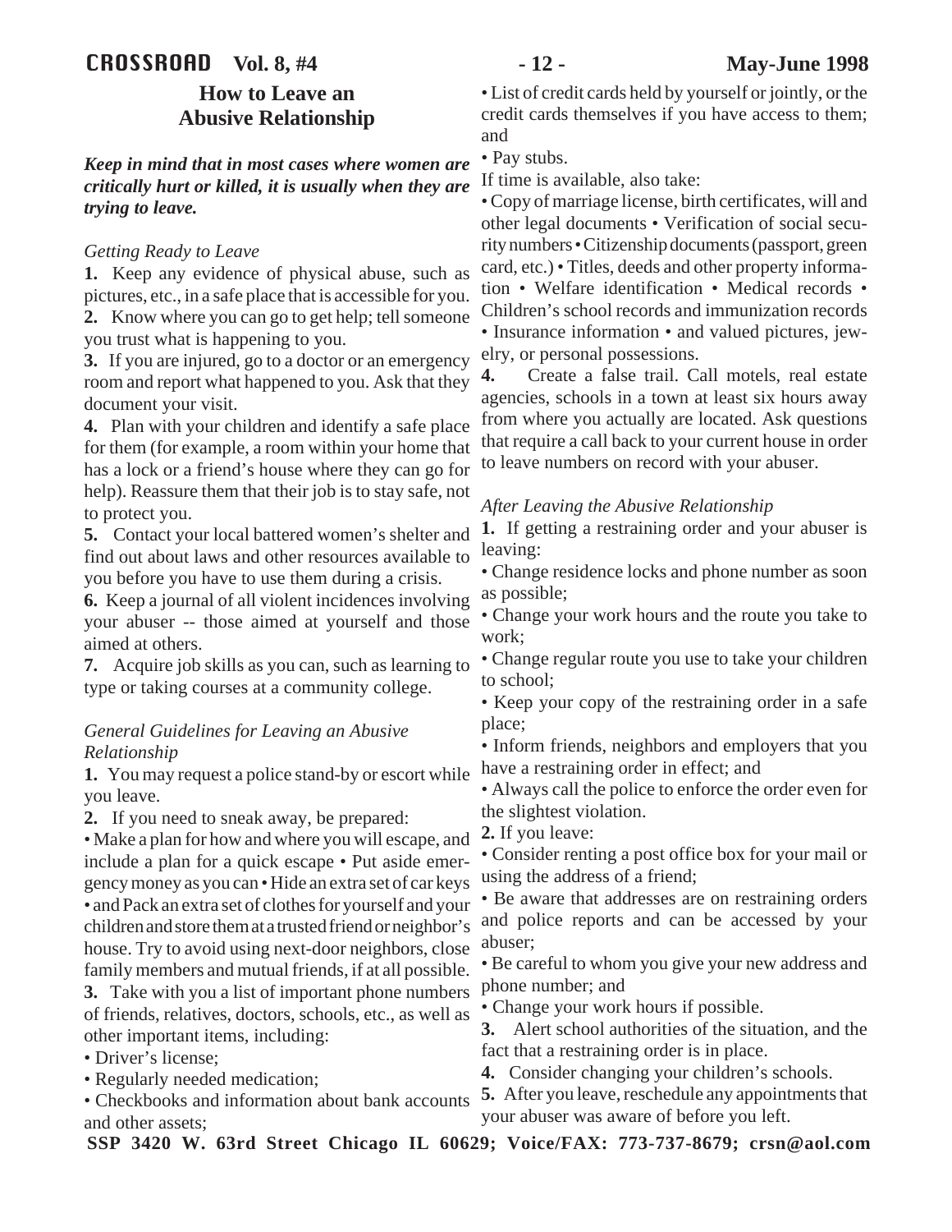## How to Leave an Abusive Relationship

***Keep in mind that in most cases where women are critically hurt or killed, it is usually when they are trying to leave.***

*Getting Ready to Leave*

**1.** Keep any evidence of physical abuse, such as pictures, etc., in a safe place that is accessible for you.
**2.** Know where you can go to get help; tell someone you trust what is happening to you.
**3.** If you are injured, go to a doctor or an emergency room and report what happened to you. Ask that they document your visit.
**4.** Plan with your children and identify a safe place for them (for example, a room within your home that has a lock or a friend's house where they can go for help). Reassure them that their job is to stay safe, not to protect you.
**5.** Contact your local battered women's shelter and find out about laws and other resources available to you before you have to use them during a crisis.
**6.** Keep a journal of all violent incidences involving your abuser -- those aimed at yourself and those aimed at others.
**7.** Acquire job skills as you can, such as learning to type or taking courses at a community college.

*General Guidelines for Leaving an Abusive Relationship*

**1.** You may request a police stand-by or escort while you leave.
**2.** If you need to sneak away, be prepared:
• Make a plan for how and where you will escape, and include a plan for a quick escape • Put aside emergency money as you can • Hide an extra set of car keys • and Pack an extra set of clothes for yourself and your children and store them at a trusted friend or neighbor's house. Try to avoid using next-door neighbors, close family members and mutual friends, if at all possible.
**3.** Take with you a list of important phone numbers of friends, relatives, doctors, schools, etc., as well as other important items, including:
• Driver's license;
• Regularly needed medication;
• Checkbooks and information about bank accounts and other assets;
• List of credit cards held by yourself or jointly, or the credit cards themselves if you have access to them; and
• Pay stubs.
If time is available, also take:
• Copy of marriage license, birth certificates, will and other legal documents • Verification of social security numbers • Citizenship documents (passport, green card, etc.) • Titles, deeds and other property information • Welfare identification • Medical records • Children's school records and immunization records • Insurance information • and valued pictures, jewelry, or personal possessions.
**4.** Create a false trail. Call motels, real estate agencies, schools in a town at least six hours away from where you actually are located. Ask questions that require a call back to your current house in order to leave numbers on record with your abuser.

*After Leaving the Abusive Relationship*

**1.** If getting a restraining order and your abuser is leaving:
• Change residence locks and phone number as soon as possible;
• Change your work hours and the route you take to work;
• Change regular route you use to take your children to school;
• Keep your copy of the restraining order in a safe place;
• Inform friends, neighbors and employers that you have a restraining order in effect; and
• Always call the police to enforce the order even for the slightest violation.
**2.** If you leave:
• Consider renting a post office box for your mail or using the address of a friend;
• Be aware that addresses are on restraining orders and police reports and can be accessed by your abuser;
• Be careful to whom you give your new address and phone number; and
• Change your work hours if possible.
**3.** Alert school authorities of the situation, and the fact that a restraining order is in place.
**4.** Consider changing your children's schools.
**5.** After you leave, reschedule any appointments that your abuser was aware of before you left.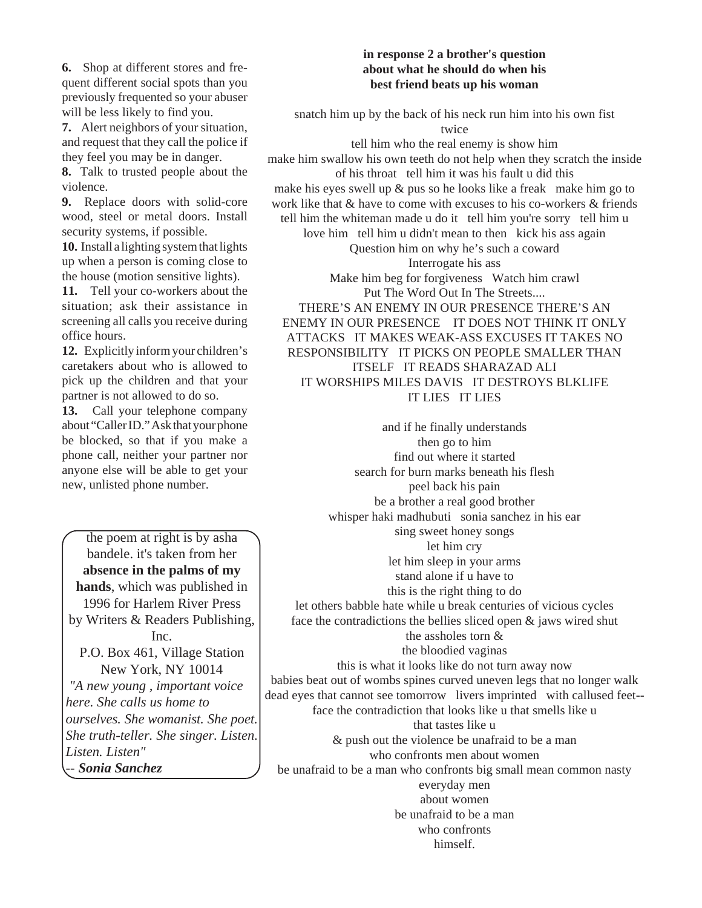**6.** Shop at different stores and frequent different social spots than you previously frequented so your abuser will be less likely to find you.

**7.** Alert neighbors of your situation, and request that they call the police if they feel you may be in danger.

**8.** Talk to trusted people about the violence.

**9.** Replace doors with solid-core wood, steel or metal doors. Install security systems, if possible.

**10.** Install a lighting system that lights up when a person is coming close to the house (motion sensitive lights).

**11.** Tell your co-workers about the situation; ask their assistance in screening all calls you receive during office hours.

**12.** Explicitly inform your children's caretakers about who is allowed to pick up the children and that your partner is not allowed to do so.

**13.** Call your telephone company about "Caller ID." Ask that your phone be blocked, so that if you make a phone call, neither your partner nor anyone else will be able to get your new, unlisted phone number.

the poem at right is by asha bandele. it's taken from her **absence in the palms of my hands**, which was published in 1996 for Harlem River Press by Writers & Readers Publishing, Inc.
P.O. Box 461, Village Station
New York, NY 10014

*"A new young , important voice here. She calls us home to ourselves. She womanist. She poet. She truth-teller. She singer. Listen. Listen. Listen"*
-- ***Sonia Sanchez***

**in response 2 a brother's question about what he should do when his best friend beats up his woman**

snatch him up by the back of his neck run him into his own fist
twice
tell him who the real enemy is show him
make him swallow his own teeth do not help when they scratch the inside
of his throat tell him it was his fault u did this
make his eyes swell up & pus so he looks like a freak make him go to
work like that & have to come with excuses to his co-workers & friends
tell him the whiteman made u do it tell him you're sorry tell him u
love him tell him u didn't mean to then kick his ass again
Question him on why he's such a coward
Interrogate his ass
Make him beg for forgiveness Watch him crawl
Put The Word Out In The Streets....
THERE'S AN ENEMY IN OUR PRESENCE THERE'S AN
ENEMY IN OUR PRESENCE IT DOES NOT THINK IT ONLY
ATTACKS IT MAKES WEAK-ASS EXCUSES IT TAKES NO
RESPONSIBILITY IT PICKS ON PEOPLE SMALLER THAN
ITSELF IT READS SHARAZAD ALI
IT WORSHIPS MILES DAVIS IT DESTROYS BLKLIFE
IT LIES IT LIES

and if he finally understands
then go to him
find out where it started
search for burn marks beneath his flesh
peel back his pain
be a brother a real good brother
whisper haki madhubuti sonia sanchez in his ear
sing sweet honey songs
let him cry
let him sleep in your arms
stand alone if u have to
this is the right thing to do
let others babble hate while u break centuries of vicious cycles
face the contradictions the bellies sliced open & jaws wired shut
the assholes torn &
the bloodied vaginas
this is what it looks like do not turn away now
babies beat out of wombs spines curved uneven legs that no longer walk
dead eyes that cannot see tomorrow livers imprinted with callused feet--
face the contradiction that looks like u that smells like u
that tastes like u
& push out the violence be unafraid to be a man
who confronts men about women
be unafraid to be a man who confronts big small mean common nasty
everyday men
about women
be unafraid to be a man
who confronts
himself.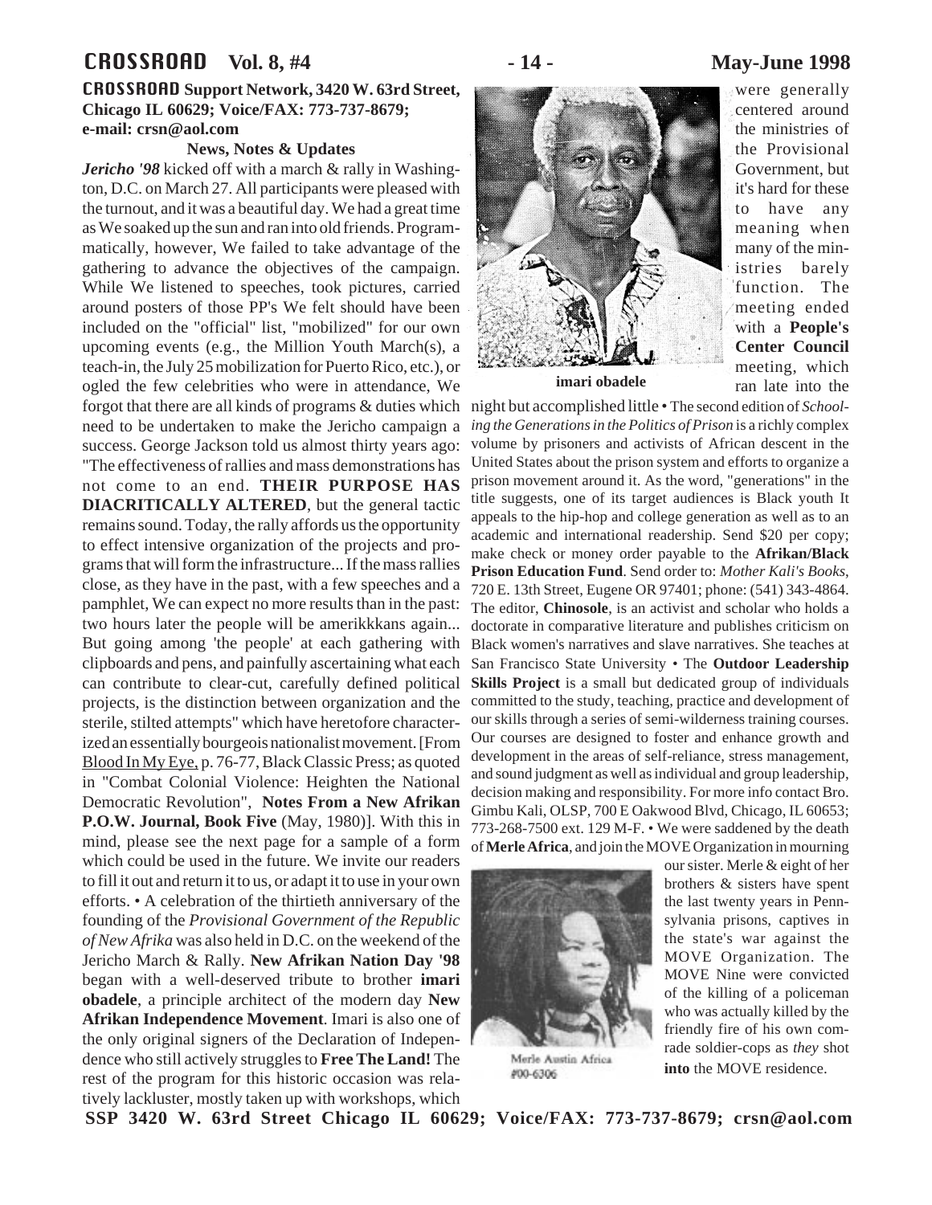**CROSSROAD Support Network, 3420 W. 63rd Street, Chicago IL 60629; Voice/FAX: 773-737-8679; e-mail: crsn@aol.com**

### News, Notes & Updates

***Jericho '98*** kicked off with a march & rally in Washington, D.C. on March 27. All participants were pleased with the turnout, and it was a beautiful day. We had a great time as We soaked up the sun and ran into old friends. Programmatically, however, We failed to take advantage of the gathering to advance the objectives of the campaign. While We listened to speeches, took pictures, carried around posters of those PP's We felt should have been included on the "official" list, "mobilized" for our own upcoming events (e.g., the Million Youth March(s), a teach-in, the July 25 mobilization for Puerto Rico, etc.), or ogled the few celebrities who were in attendance, We forgot that there are all kinds of programs & duties which need to be undertaken to make the Jericho campaign a success. George Jackson told us almost thirty years ago: "The effectiveness of rallies and mass demonstrations has not come to an end. **THEIR PURPOSE HAS DIACRITICALLY ALTERED**, but the general tactic remains sound. Today, the rally affords us the opportunity to effect intensive organization of the projects and programs that will form the infrastructure... If the mass rallies close, as they have in the past, with a few speeches and a pamphlet, We can expect no more results than in the past: two hours later the people will be amerikkkans again... But going among 'the people' at each gathering with clipboards and pens, and painfully ascertaining what each can contribute to clear-cut, carefully defined political projects, is the distinction between organization and the sterile, stilted attempts" which have heretofore characterized an essentially bourgeois nationalist movement. [From Blood In My Eye, p. 76-77, Black Classic Press; as quoted in "Combat Colonial Violence: Heighten the National Democratic Revolution", **Notes From a New Afrikan P.O.W. Journal, Book Five** (May, 1980)]. With this in mind, please see the next page for a sample of a form which could be used in the future. We invite our readers to fill it out and return it to us, or adapt it to use in your own efforts. • A celebration of the thirtieth anniversary of the founding of the *Provisional Government of the Republic of New Afrika* was also held in D.C. on the weekend of the Jericho March & Rally. **New Afrikan Nation Day '98** began with a well-deserved tribute to brother **imari obadele**, a principle architect of the modern day **New Afrikan Independence Movement**. Imari is also one of the only original signers of the Declaration of Independence who still actively struggles to **Free The Land!** The rest of the program for this historic occasion was relatively lackluster, mostly taken up with workshops, which were generally centered around the ministries of the Provisional Government, but it's hard for these to have any meaning when many of the ministries barely function. The meeting ended with a **People's Center Council** meeting, which ran late into the night but accomplished little • The second edition of *Schooling the Generations in the Politics of Prison* is a richly complex volume by prisoners and activists of African descent in the United States about the prison system and efforts to organize a prison movement around it. As the word, "generations" in the title suggests, one of its target audiences is Black youth It appeals to the hip-hop and college generation as well as to an academic and international readership. Send $20 per copy; make check or money order payable to the **Afrikan/Black Prison Education Fund**. Send order to: *Mother Kali's Books*, 720 E. 13th Street, Eugene OR 97401; phone: (541) 343-4864. The editor, **Chinosole**, is an activist and scholar who holds a doctorate in comparative literature and publishes criticism on Black women's narratives and slave narratives. She teaches at San Francisco State University • The **Outdoor Leadership Skills Project** is a small but dedicated group of individuals committed to the study, teaching, practice and development of our skills through a series of semi-wilderness training courses. Our courses are designed to foster and enhance growth and development in the areas of self-reliance, stress management, and sound judgment as well as individual and group leadership, decision making and responsibility. For more info contact Bro. Gimbu Kali, OLSP, 700 E Oakwood Blvd, Chicago, IL 60653; 773-268-7500 ext. 129 M-F. • We were saddened by the death of **Merle Africa**, and join the MOVE Organization in mourning our sister. Merle & eight of her brothers & sisters have spent the last twenty years in Pennsylvania prisons, captives in the state's war against the MOVE Organization. The MOVE Nine were convicted of the killing of a policeman who was actually killed by the friendly fire of his own comrade soldier-cops as *they* shot **into** the MOVE residence.

**imari obadele**

Merle Austin Africa
#00-6306

**SSP 3420 W. 63rd Street Chicago IL 60629; Voice/FAX: 773-737-8679; crsn@aol.com**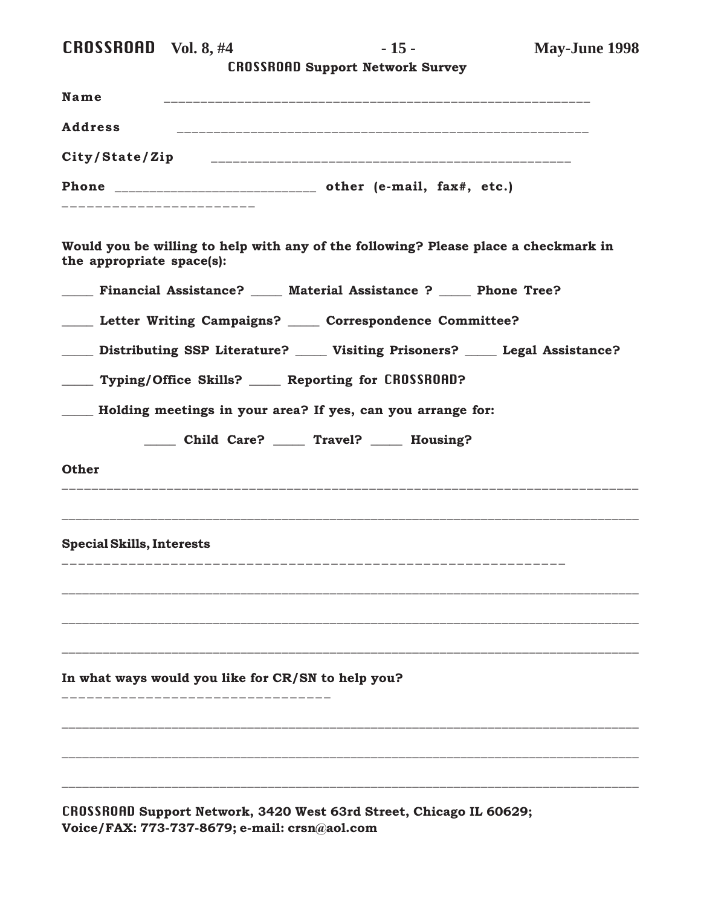## CROSSROAD Support Network Survey

**Name** ____________________________________________________________

**Address** ____________________________________________________________

**City/State/Zip** __________________________________________________

**Phone** ____________________________ **other (e-mail, fax#, etc.)** ______________________

**Would you be willing to help with any of the following? Please place a checkmark in the appropriate space(s):**

_____ **Financial Assistance?** _____ **Material Assistance ?** _____ **Phone Tree?**

_____ **Letter Writing Campaigns?** _____ **Correspondence Committee?**

_____ **Distributing SSP Literature?** _____ **Visiting Prisoners?** _____ **Legal Assistance?**

_____ **Typing/Office Skills?** _____ **Reporting for CROSSROAD?**

_____ **Holding meetings in your area? If yes, can you arrange for:**

_____ **Child Care?** _____ **Travel?** _____ **Housing?**

**Other**

________________________________________________________________________________

________________________________________________________________________________

**Special Skills, Interests**

________________________________________________________________________________

________________________________________________________________________________

________________________________________________________________________________

________________________________________________________________________________

**In what ways would you like for CR/SN to help you?**

________________________________________________________________________________

________________________________________________________________________________

________________________________________________________________________________

________________________________________________________________________________

**CROSSROAD Support Network, 3420 West 63rd Street, Chicago IL 60629;**
**Voice/FAX: 773-737-8679; e-mail: crsn@aol.com**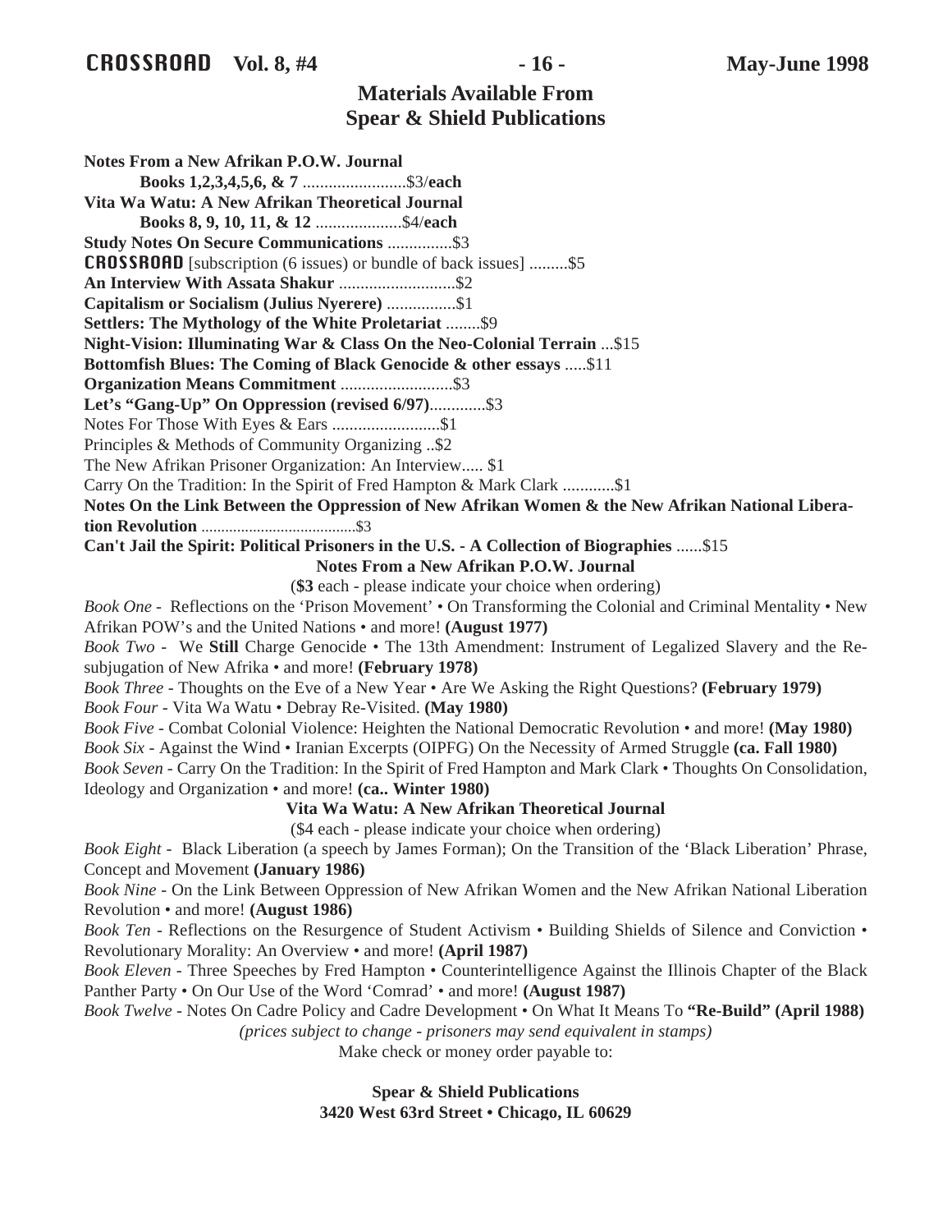## Materials Available From Spear & Shield Publications

**Notes From a New Afrikan P.O.W. Journal**
**Books 1,2,3,4,5,6, & 7** ........................$3/**each**
**Vita Wa Watu: A New Afrikan Theoretical Journal**
**Books 8, 9, 10, 11, & 12** ....................$4/**each**
**Study Notes On Secure Communications** ...............$3
**CROSSROAD** [subscription (6 issues) or bundle of back issues] .........$5
**An Interview With Assata Shakur** ...........................$2
**Capitalism or Socialism (Julius Nyerere)** ................$1
**Settlers: The Mythology of the White Proletariat** ........$9
**Night-Vision: Illuminating War & Class On the Neo-Colonial Terrain** ...$15
**Bottomfish Blues: The Coming of Black Genocide & other essays** .....$11
**Organization Means Commitment** ..........................$3
**Let's "Gang-Up" On Oppression (revised 6/97)**.............$3
Notes For Those With Eyes & Ears .........................$1
Principles & Methods of Community Organizing ..$2
The New Afrikan Prisoner Organization: An Interview..... $1
Carry On the Tradition: In the Spirit of Fred Hampton & Mark Clark ............$1
**Notes On the Link Between the Oppression of New Afrikan Women & the New Afrikan National Liberation Revolution** .......................................$3
**Can't Jail the Spirit: Political Prisoners in the U.S. - A Collection of Biographies** ......$15

**Notes From a New Afrikan P.O.W. Journal**

(**$3** each - please indicate your choice when ordering)

*Book One* - Reflections on the 'Prison Movement' • On Transforming the Colonial and Criminal Mentality • New Afrikan POW's and the United Nations • and more! **(August 1977)**

*Book Two* - We **Still** Charge Genocide • The 13th Amendment: Instrument of Legalized Slavery and the Re-subjugation of New Afrika • and more! **(February 1978)**

*Book Three* - Thoughts on the Eve of a New Year • Are We Asking the Right Questions? **(February 1979)**

*Book Four* - Vita Wa Watu • Debray Re-Visited. **(May 1980)**

*Book Five* - Combat Colonial Violence: Heighten the National Democratic Revolution • and more! **(May 1980)**

*Book Six* - Against the Wind • Iranian Excerpts (OIPFG) On the Necessity of Armed Struggle **(ca. Fall 1980)**

*Book Seven* - Carry On the Tradition: In the Spirit of Fred Hampton and Mark Clark • Thoughts On Consolidation, Ideology and Organization • and more! **(ca.. Winter 1980)**

**Vita Wa Watu: A New Afrikan Theoretical Journal**

($4 each - please indicate your choice when ordering)

*Book Eight* - Black Liberation (a speech by James Forman); On the Transition of the 'Black Liberation' Phrase, Concept and Movement **(January 1986)**

*Book Nine* - On the Link Between Oppression of New Afrikan Women and the New Afrikan National Liberation Revolution • and more! **(August 1986)**

*Book Ten* - Reflections on the Resurgence of Student Activism • Building Shields of Silence and Conviction • Revolutionary Morality: An Overview • and more! **(April 1987)**

*Book Eleven* - Three Speeches by Fred Hampton • Counterintelligence Against the Illinois Chapter of the Black Panther Party • On Our Use of the Word 'Comrade' • and more! **(August 1987)**

*Book Twelve* - Notes On Cadre Policy and Cadre Development • On What It Means To **"Re-Build" (April 1988)**

*(prices subject to change - prisoners may send equivalent in stamps)*

Make check or money order payable to:

**Spear & Shield Publications**
**3420 West 63rd Street • Chicago, IL 60629**